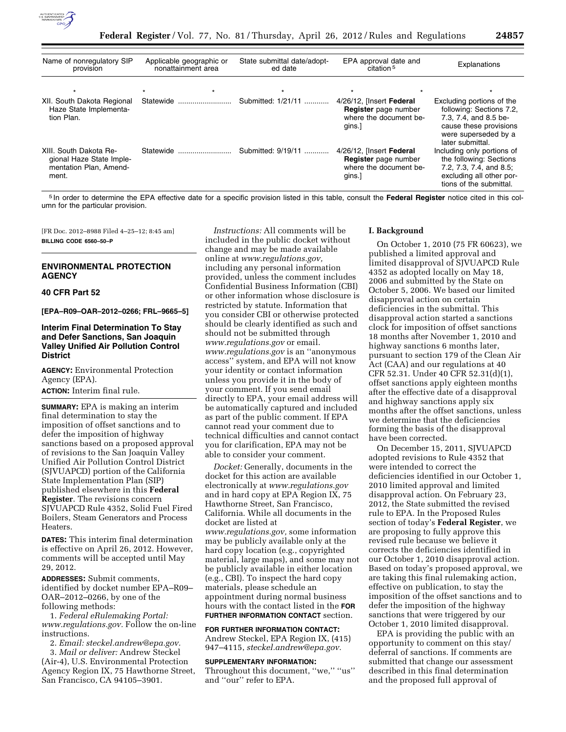| Name of nonregulatory SIP provision | Applicable geographic or nonattainment area | State submittal date/adopted date | EPA approval date and citation [5] | Explanations |
|---|---|---|---|---|
| * | * * | * | * * | * |
| XII. South Dakota Regional Haze State Implementation Plan. | Statewide | Submitted: 1/21/11 | 4/26/12, [Insert **Federal Register** page number where the document begins.] | Excluding portions of the following: Sections 7.2, 7.3, 7.4, and 8.5 because these provisions were superseded by a later submittal. |
| XIII. South Dakota Regional Haze State Implementation Plan, Amendment. | Statewide | Submitted: 9/19/11 | 4/26/12, [Insert **Federal Register** page number where the document begins.] | Including only portions of the following: Sections 7.2, 7.3, 7.4, and 8.5; excluding all other portions of the submittal. |

[5] In order to determine the EPA effective date for a specific provision listed in this table, consult the **Federal Register** notice cited in this column for the particular provision.

[FR Doc. 2012–8988 Filed 4–25–12; 8:45 am]

**BILLING CODE 6560–50–P**

## ENVIRONMENTAL PROTECTION AGENCY

### 40 CFR Part 52

**[EPA–R09–OAR–2012–0266; FRL–9665–5]**

### Interim Final Determination To Stay and Defer Sanctions, San Joaquin Valley Unified Air Pollution Control District

**AGENCY:** Environmental Protection Agency (EPA).

**ACTION:** Interim final rule.

**SUMMARY:** EPA is making an interim final determination to stay the imposition of offset sanctions and to defer the imposition of highway sanctions based on a proposed approval of revisions to the San Joaquin Valley Unified Air Pollution Control District (SJVUAPCD) portion of the California State Implementation Plan (SIP) published elsewhere in this **Federal Register**. The revisions concern SJVUAPCD Rule 4352, Solid Fuel Fired Boilers, Steam Generators and Process Heaters.

**DATES:** This interim final determination is effective on April 26, 2012. However, comments will be accepted until May 29, 2012.

**ADDRESSES:** Submit comments, identified by docket number EPA–R09–OAR–2012–0266, by one of the following methods:

1. *Federal eRulemaking Portal: www.regulations.gov.* Follow the on-line instructions.
2. *Email: steckel.andrew@epa.gov.*
3. *Mail or deliver:* Andrew Steckel (Air-4), U.S. Environmental Protection Agency Region IX, 75 Hawthorne Street, San Francisco, CA 94105–3901.

*Instructions:* All comments will be included in the public docket without change and may be made available online at *www.regulations.gov,* including any personal information provided, unless the comment includes Confidential Business Information (CBI) or other information whose disclosure is restricted by statute. Information that you consider CBI or otherwise protected should be clearly identified as such and should not be submitted through *www.regulations.gov* or email. *www.regulations.gov* is an ''anonymous access'' system, and EPA will not know your identity or contact information unless you provide it in the body of your comment. If you send email directly to EPA, your email address will be automatically captured and included as part of the public comment. If EPA cannot read your comment due to technical difficulties and cannot contact you for clarification, EPA may not be able to consider your comment.

*Docket:* Generally, documents in the docket for this action are available electronically at *www.regulations.gov* and in hard copy at EPA Region IX, 75 Hawthorne Street, San Francisco, California. While all documents in the docket are listed at *www.regulations.gov,* some information may be publicly available only at the hard copy location (e.g., copyrighted material, large maps), and some may not be publicly available in either location (e.g., CBI). To inspect the hard copy materials, please schedule an appointment during normal business hours with the contact listed in the **FOR FURTHER INFORMATION CONTACT** section.

**FOR FURTHER INFORMATION CONTACT:** Andrew Steckel, EPA Region IX, (415) 947–4115, *steckel.andrew@epa.gov.*

**SUPPLEMENTARY INFORMATION:** Throughout this document, ''we,'' ''us'' and ''our'' refer to EPA.

#### I. Background

On October 1, 2010 (75 FR 60623), we published a limited approval and limited disapproval of SJVUAPCD Rule 4352 as adopted locally on May 18, 2006 and submitted by the State on October 5, 2006. We based our limited disapproval action on certain deficiencies in the submittal. This disapproval action started a sanctions clock for imposition of offset sanctions 18 months after November 1, 2010 and highway sanctions 6 months later, pursuant to section 179 of the Clean Air Act (CAA) and our regulations at 40 CFR 52.31. Under 40 CFR 52.31(d)(1), offset sanctions apply eighteen months after the effective date of a disapproval and highway sanctions apply six months after the offset sanctions, unless we determine that the deficiencies forming the basis of the disapproval have been corrected.

On December 15, 2011, SJVUAPCD adopted revisions to Rule 4352 that were intended to correct the deficiencies identified in our October 1, 2010 limited approval and limited disapproval action. On February 23, 2012, the State submitted the revised rule to EPA. In the Proposed Rules section of today's **Federal Register**, we are proposing to fully approve this revised rule because we believe it corrects the deficiencies identified in our October 1, 2010 disapproval action. Based on today's proposed approval, we are taking this final rulemaking action, effective on publication, to stay the imposition of the offset sanctions and to defer the imposition of the highway sanctions that were triggered by our October 1, 2010 limited disapproval.

EPA is providing the public with an opportunity to comment on this stay/deferral of sanctions. If comments are submitted that change our assessment described in this final determination and the proposed full approval of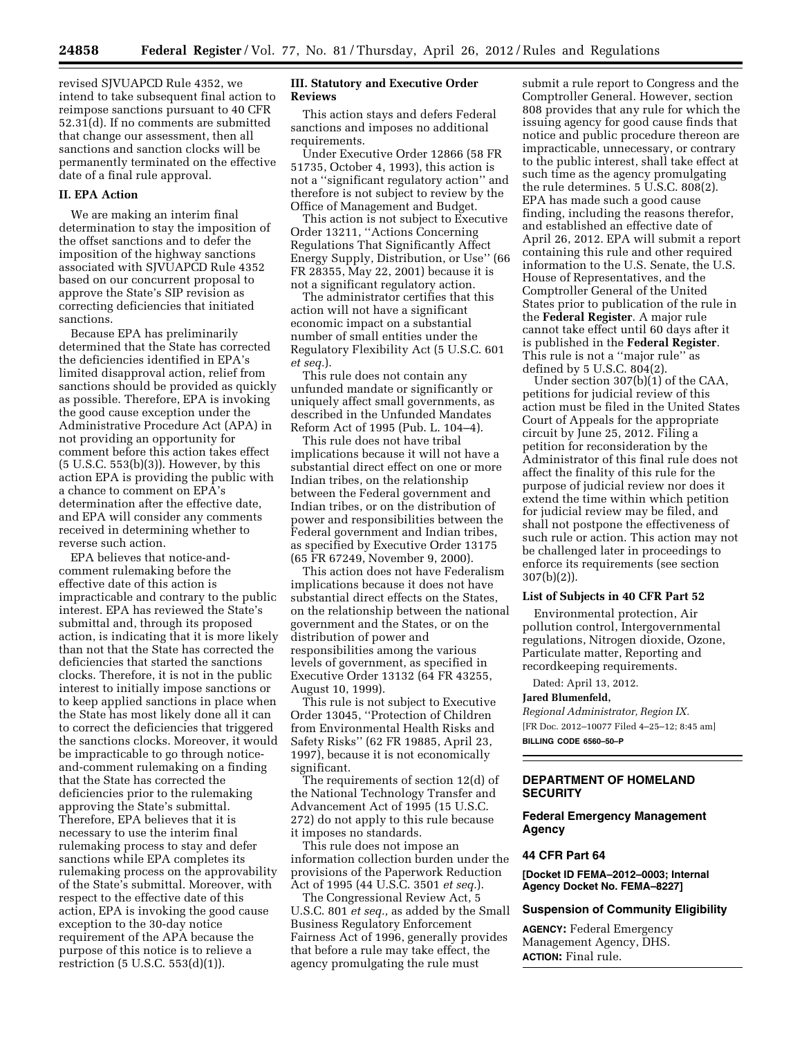revised SJVUAPCD Rule 4352, we intend to take subsequent final action to reimpose sanctions pursuant to 40 CFR 52.31(d). If no comments are submitted that change our assessment, then all sanctions and sanction clocks will be permanently terminated on the effective date of a final rule approval.

## II. EPA Action

We are making an interim final determination to stay the imposition of the offset sanctions and to defer the imposition of the highway sanctions associated with SJVUAPCD Rule 4352 based on our concurrent proposal to approve the State's SIP revision as correcting deficiencies that initiated sanctions.

Because EPA has preliminarily determined that the State has corrected the deficiencies identified in EPA's limited disapproval action, relief from sanctions should be provided as quickly as possible. Therefore, EPA is invoking the good cause exception under the Administrative Procedure Act (APA) in not providing an opportunity for comment before this action takes effect (5 U.S.C. 553(b)(3)). However, by this action EPA is providing the public with a chance to comment on EPA's determination after the effective date, and EPA will consider any comments received in determining whether to reverse such action.

EPA believes that notice-and-comment rulemaking before the effective date of this action is impracticable and contrary to the public interest. EPA has reviewed the State's submittal and, through its proposed action, is indicating that it is more likely than not that the State has corrected the deficiencies that started the sanctions clocks. Therefore, it is not in the public interest to initially impose sanctions or to keep applied sanctions in place when the State has most likely done all it can to correct the deficiencies that triggered the sanctions clocks. Moreover, it would be impracticable to go through notice-and-comment rulemaking on a finding that the State has corrected the deficiencies prior to the rulemaking approving the State's submittal. Therefore, EPA believes that it is necessary to use the interim final rulemaking process to stay and defer sanctions while EPA completes its rulemaking process on the approvability of the State's submittal. Moreover, with respect to the effective date of this action, EPA is invoking the good cause exception to the 30-day notice requirement of the APA because the purpose of this notice is to relieve a restriction (5 U.S.C. 553(d)(1)).

## III. Statutory and Executive Order Reviews

This action stays and defers Federal sanctions and imposes no additional requirements.

Under Executive Order 12866 (58 FR 51735, October 4, 1993), this action is not a "significant regulatory action" and therefore is not subject to review by the Office of Management and Budget.

This action is not subject to Executive Order 13211, "Actions Concerning Regulations That Significantly Affect Energy Supply, Distribution, or Use" (66 FR 28355, May 22, 2001) because it is not a significant regulatory action.

The administrator certifies that this action will not have a significant economic impact on a substantial number of small entities under the Regulatory Flexibility Act (5 U.S.C. 601 *et seq.*).

This rule does not contain any unfunded mandate or significantly or uniquely affect small governments, as described in the Unfunded Mandates Reform Act of 1995 (Pub. L. 104–4).

This rule does not have tribal implications because it will not have a substantial direct effect on one or more Indian tribes, on the relationship between the Federal government and Indian tribes, or on the distribution of power and responsibilities between the Federal government and Indian tribes, as specified by Executive Order 13175 (65 FR 67249, November 9, 2000).

This action does not have Federalism implications because it does not have substantial direct effects on the States, on the relationship between the national government and the States, or on the distribution of power and responsibilities among the various levels of government, as specified in Executive Order 13132 (64 FR 43255, August 10, 1999).

This rule is not subject to Executive Order 13045, "Protection of Children from Environmental Health Risks and Safety Risks" (62 FR 19885, April 23, 1997), because it is not economically significant.

The requirements of section 12(d) of the National Technology Transfer and Advancement Act of 1995 (15 U.S.C. 272) do not apply to this rule because it imposes no standards.

This rule does not impose an information collection burden under the provisions of the Paperwork Reduction Act of 1995 (44 U.S.C. 3501 *et seq.*).

The Congressional Review Act, 5 U.S.C. 801 *et seq.,* as added by the Small Business Regulatory Enforcement Fairness Act of 1996, generally provides that before a rule may take effect, the agency promulgating the rule must submit a rule report to Congress and the Comptroller General. However, section 808 provides that any rule for which the issuing agency for good cause finds that notice and public procedure thereon are impracticable, unnecessary, or contrary to the public interest, shall take effect at such time as the agency promulgating the rule determines. 5 U.S.C. 808(2). EPA has made such a good cause finding, including the reasons therefor, and established an effective date of April 26, 2012. EPA will submit a report containing this rule and other required information to the U.S. Senate, the U.S. House of Representatives, and the Comptroller General of the United States prior to publication of the rule in the **Federal Register**. A major rule cannot take effect until 60 days after it is published in the **Federal Register**. This rule is not a "major rule" as defined by 5 U.S.C. 804(2).

Under section 307(b)(1) of the CAA, petitions for judicial review of this action must be filed in the United States Court of Appeals for the appropriate circuit by June 25, 2012. Filing a petition for reconsideration by the Administrator of this final rule does not affect the finality of this rule for the purpose of judicial review nor does it extend the time within which petition for judicial review may be filed, and shall not postpone the effectiveness of such rule or action. This action may not be challenged later in proceedings to enforce its requirements (see section 307(b)(2)).

### List of Subjects in 40 CFR Part 52

Environmental protection, Air pollution control, Intergovernmental regulations, Nitrogen dioxide, Ozone, Particulate matter, Reporting and recordkeeping requirements.

Dated: April 13, 2012.

**Jared Blumenfeld,**

*Regional Administrator, Region IX.*

[FR Doc. 2012–10077 Filed 4–25–12; 8:45 am]

**BILLING CODE 6560–50–P**

---

## DEPARTMENT OF HOMELAND SECURITY

## Federal Emergency Management Agency

### 44 CFR Part 64

**[Docket ID FEMA–2012–0003; Internal Agency Docket No. FEMA–8227]**

### Suspension of Community Eligibility

**AGENCY:** Federal Emergency Management Agency, DHS.

**ACTION:** Final rule.